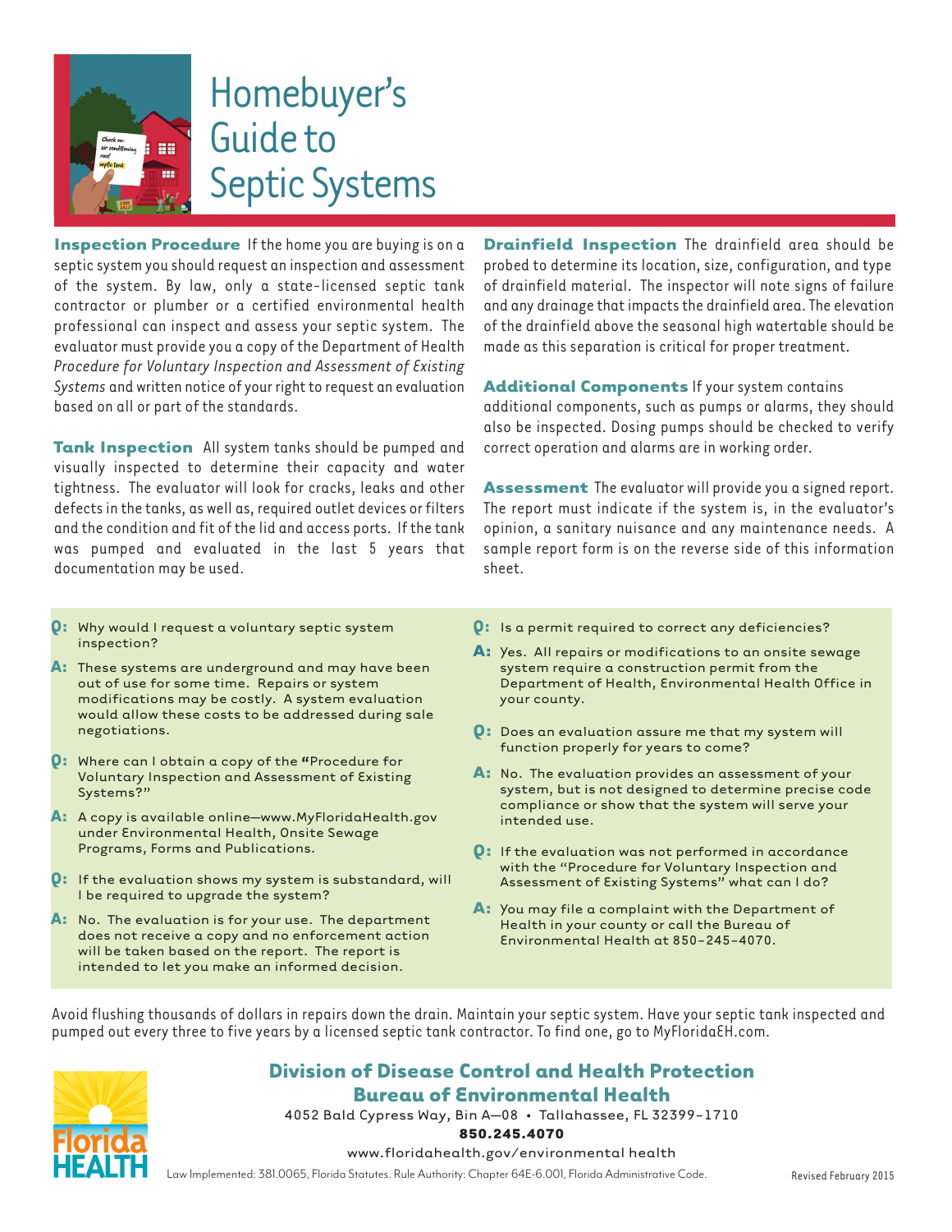# Homebuyer's Guide to Septic Systems

**Inspection Procedure** If the home you are buying is on a septic system you should request an inspection and assessment of the system. By law, only a state-licensed septic tank contractor or plumber or a certified environmental health professional can inspect and assess your septic system. The evaluator must provide you a copy of the Department of Health *Procedure for Voluntary Inspection and Assessment of Existing Systems* and written notice of your right to request an evaluation based on all or part of the standards.

**Tank Inspection** All system tanks should be pumped and visually inspected to determine their capacity and water tightness. The evaluator will look for cracks, leaks and other defects in the tanks, as well as, required outlet devices or filters and the condition and fit of the lid and access ports. If the tank was pumped and evaluated in the last 5 years that documentation may be used.

**Drainfield Inspection** The drainfield area should be probed to determine its location, size, configuration, and type of drainfield material. The inspector will note signs of failure and any drainage that impacts the drainfield area. The elevation of the drainfield above the seasonal high watertable should be made as this separation is critical for proper treatment.

**Additional Components** If your system contains additional components, such as pumps or alarms, they should also be inspected. Dosing pumps should be checked to verify correct operation and alarms are in working order.

**Assessment** The evaluator will provide you a signed report. The report must indicate if the system is, in the evaluator's opinion, a sanitary nuisance and any maintenance needs. A sample report form is on the reverse side of this information sheet.

**Q:** Why would I request a voluntary septic system inspection?

**A:** These systems are underground and may have been out of use for some time. Repairs or system modifications may be costly. A system evaluation would allow these costs to be addressed during sale negotiations.

**Q:** Where can I obtain a copy of the "Procedure for Voluntary Inspection and Assessment of Existing Systems?"

**A:** A copy is available online—www.MyFloridaHealth.gov under Environmental Health, Onsite Sewage Programs, Forms and Publications.

**Q:** If the evaluation shows my system is substandard, will I be required to upgrade the system?

**A:** No. The evaluation is for your use. The department does not receive a copy and no enforcement action will be taken based on the report. The report is intended to let you make an informed decision.

**Q:** Is a permit required to correct any deficiencies?

**A:** Yes. All repairs or modifications to an onsite sewage system require a construction permit from the Department of Health, Environmental Health Office in your county.

**Q:** Does an evaluation assure me that my system will function properly for years to come?

**A:** No. The evaluation provides an assessment of your system, but is not designed to determine precise code compliance or show that the system will serve your intended use.

**Q:** If the evaluation was not performed in accordance with the "Procedure for Voluntary Inspection and Assessment of Existing Systems" what can I do?

**A:** You may file a complaint with the Department of Health in your county or call the Bureau of Environmental Health at 850-245-4070.

Avoid flushing thousands of dollars in repairs down the drain. Maintain your septic system. Have your septic tank inspected and pumped out every three to five years by a licensed septic tank contractor. To find one, go to MyFloridaEH.com.

**Division of Disease Control and Health Protection**
**Bureau of Environmental Health**
4052 Bald Cypress Way, Bin A—08 • Tallahassee, FL 32399-1710
**850.245.4070**
www.floridahealth.gov/environmental health

Law Implemented: 381.0065, Florida Statutes. Rule Authority: Chapter 64E-6.001, Florida Administrative Code.

Revised February 2015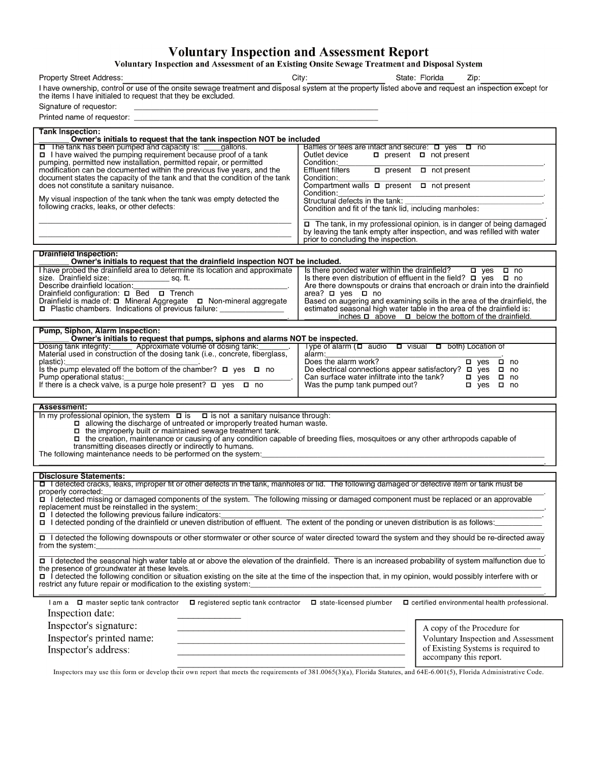# Voluntary Inspection and Assessment Report

## Voluntary Inspection and Assessment of an Existing Onsite Sewage Treatment and Disposal System

Property Street Address: ______________________________ City: ________________ State: Florida Zip: ________

I have ownership, control or use of the onsite sewage treatment and disposal system at the property listed above and request an inspection except for the items I have initialed to request that they be excluded.

Signature of requestor: ______________________________________________________

Printed name of requestor: ______________________________________________________

### Tank Inspection:

_______ **Owner's initials to request that the tank inspection NOT be included**

☐ The tank has been pumped and capacity is: ____gallons.

☐ I have waived the pumping requirement because proof of a tank pumping, permitted new installation, permitted repair, or permitted modification can be documented within the previous five years, and the document states the capacity of the tank and that the condition of the tank does not constitute a sanitary nuisance.

My visual inspection of the tank when the tank was empty detected the following cracks, leaks, or other defects:

______________________________________________________

______________________________________________________

Baffles or tees are intact and secure: ☐ yes ☐ no

Outlet device ☐ present ☐ not present

Condition:______________________________________.

Effluent filters ☐ present ☐ not present

Condition:______________________________________.

Compartment walls ☐ present ☐ not present

Condition:______________________________________.

Structural defects in the tank:______________________________.

Condition and fit of the tank lid, including manholes:

______________________________________________.

☐ The tank, in my professional opinion, is in danger of being damaged by leaving the tank empty after inspection, and was refilled with water prior to concluding the inspection.

### Drainfield Inspection:

_______ **Owner's initials to request that the drainfield inspection NOT be included.**

I have probed the drainfield area to determine its location and approximate size. Drainfield size:______________ sq. ft.

Describe drainfield location:______________________________.

Drainfield configuration: ☐ Bed ☐ Trench

Drainfield is made of: ☐ Mineral Aggregate ☐ Non-mineral aggregate ☐ Plastic chambers. Indications of previous failure: _______________

______________________________________________.

Is there ponded water within the drainfield? ☐ yes ☐ no

Is there even distribution of effluent in the field? ☐ yes ☐ no

Are there downspouts or drains that encroach or drain into the drainfield area? ☐ yes ☐ no

Based on augering and examining soils in the area of the drainfield, the estimated seasonal high water table in the area of the drainfield is: ________ inches ☐ above ☐ below the bottom of the drainfield.

### Pump, Siphon, Alarm Inspection:

_______ **Owner's initials to request that pumps, siphons and alarms NOT be inspected.**

Dosing tank integrity:_____ Approximate volume of dosing tank:_______.

Material used in construction of the dosing tank (i.e., concrete, fiberglass, plastic):______________________________.

Is the pump elevated off the bottom of the chamber? ☐ yes ☐ no

Pump operational status:______________________________________.

If there is a check valve, is a purge hole present? ☐ yes ☐ no

Type of alarm (☐ audio ☐ visual ☐ both) Location of alarm:______________________________.

Does the alarm work? ☐ yes ☐ no

Do electrical connections appear satisfactory? ☐ yes ☐ no

Can surface water infiltrate into the tank? ☐ yes ☐ no

Was the pump tank pumped out? ☐ yes ☐ no

### Assessment:

In my professional opinion, the system ☐ is ☐ is not a sanitary nuisance through:

- ☐ allowing the discharge of untreated or improperly treated human waste.
- ☐ the improperly built or maintained sewage treatment tank.
- ☐ the creation, maintenance or causing of any condition capable of breeding flies, mosquitoes or any other arthropods capable of transmitting diseases directly or indirectly to humans.

The following maintenance needs to be performed on the system:______________________________________________

______________________________________________________________________.

### Disclosure Statements:

☐ I detected cracks, leaks, improper fit or other defects in the tank, manholes or lid. The following damaged or defective item or tank must be properly corrected:______________________________________________.

☐ I detected missing or damaged components of the system. The following missing or damaged component must be replaced or an approvable replacement must be reinstalled in the system:______________________________.

☐ I detected the following previous failure indicators:______________________________________________.

☐ I detected ponding of the drainfield or uneven distribution of effluent. The extent of the ponding or uneven distribution is as follows:___________

______________________________________________________________________

☐ I detected the following downspouts or other stormwater or other source of water directed toward the system and they should be re-directed away from the system:______________________________________________

______________________________________________________________________.

☐ I detected the seasonal high water table at or above the elevation of the drainfield. There is an increased probability of system malfunction due to the presence of groundwater at these levels.

☐ I detected the following condition or situation existing on the site at the time of the inspection that, in my opinion, would possibly interfere with or restrict any future repair or modification to the existing system:______________________________

______________________________________________________________________.

I am a ☐ master septic tank contractor ☐ registered septic tank contractor ☐ state-licensed plumber ☐ certified environmental health professional.

Inspection date: ____________

Inspector's signature: ______________________________________________

Inspector's printed name: ______________________________________________

Inspector's address: ______________________________________________

______________________________________________

> A copy of the Procedure for Voluntary Inspection and Assessment of Existing Systems is required to accompany this report.

Inspectors may use this form or develop their own report that meets the requirements of 381.0065(3)(a), Florida Statutes, and 64E-6.001(5), Florida Administrative Code.